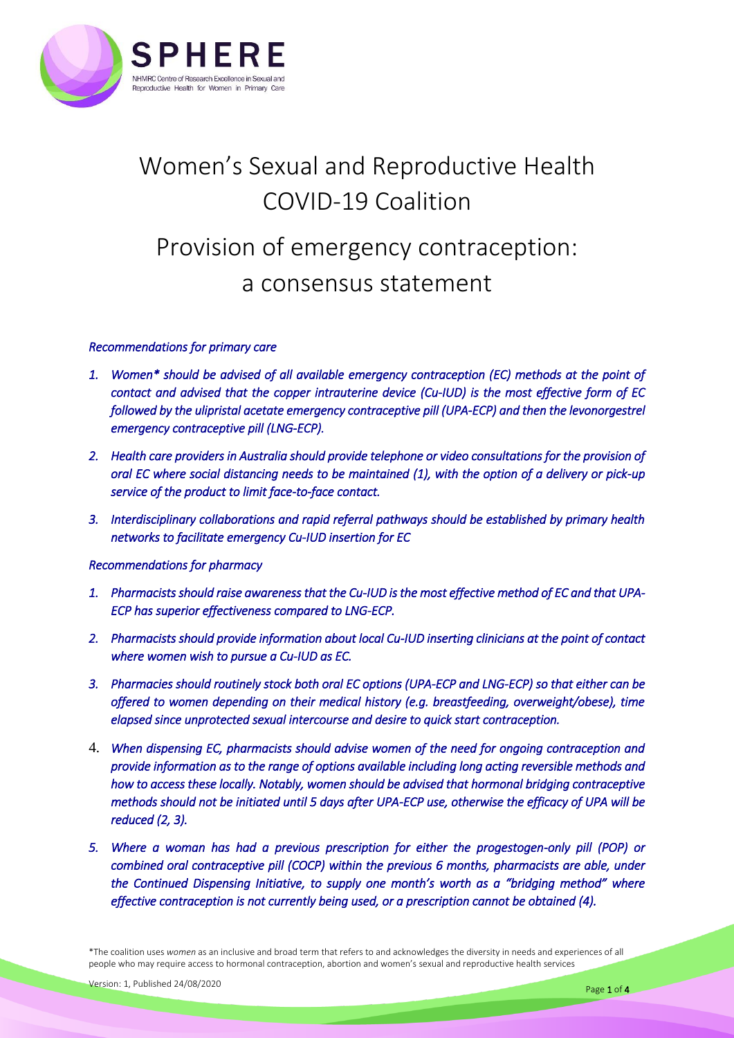# Women's Sexual and Reproductive Health COVID-19 Coalition

# Provision of emergency contraception: a consensus statement

*Recommendations for primary care*

1. *Women\* should be advised of all available emergency contraception (EC) methods at the point of contact and advised that the copper intrauterine device (Cu-IUD) is the most effective form of EC followed by the ulipristal acetate emergency contraceptive pill (UPA-ECP) and then the levonorgestrel emergency contraceptive pill (LNG-ECP).*
2. *Health care providers in Australia should provide telephone or video consultations for the provision of oral EC where social distancing needs to be maintained (1), with the option of a delivery or pick-up service of the product to limit face-to-face contact.*
3. *Interdisciplinary collaborations and rapid referral pathways should be established by primary health networks to facilitate emergency Cu-IUD insertion for EC*

*Recommendations for pharmacy*

1. *Pharmacists should raise awareness that the Cu-IUD is the most effective method of EC and that UPA-ECP has superior effectiveness compared to LNG-ECP.*
2. *Pharmacists should provide information about local Cu-IUD inserting clinicians at the point of contact where women wish to pursue a Cu-IUD as EC.*
3. *Pharmacies should routinely stock both oral EC options (UPA-ECP and LNG-ECP) so that either can be offered to women depending on their medical history (e.g. breastfeeding, overweight/obese), time elapsed since unprotected sexual intercourse and desire to quick start contraception.*
4. *When dispensing EC, pharmacists should advise women of the need for ongoing contraception and provide information as to the range of options available including long acting reversible methods and how to access these locally. Notably, women should be advised that hormonal bridging contraceptive methods should not be initiated until 5 days after UPA-ECP use, otherwise the efficacy of UPA will be reduced (2, 3).*
5. *Where a woman has had a previous prescription for either the progestogen-only pill (POP) or combined oral contraceptive pill (COCP) within the previous 6 months, pharmacists are able, under the Continued Dispensing Initiative, to supply one month's worth as a "bridging method" where effective contraception is not currently being used, or a prescription cannot be obtained (4).*

\*The coalition uses *women* as an inclusive and broad term that refers to and acknowledges the diversity in needs and experiences of all people who may require access to hormonal contraception, abortion and women's sexual and reproductive health services

Version: 1, Published 24/08/2020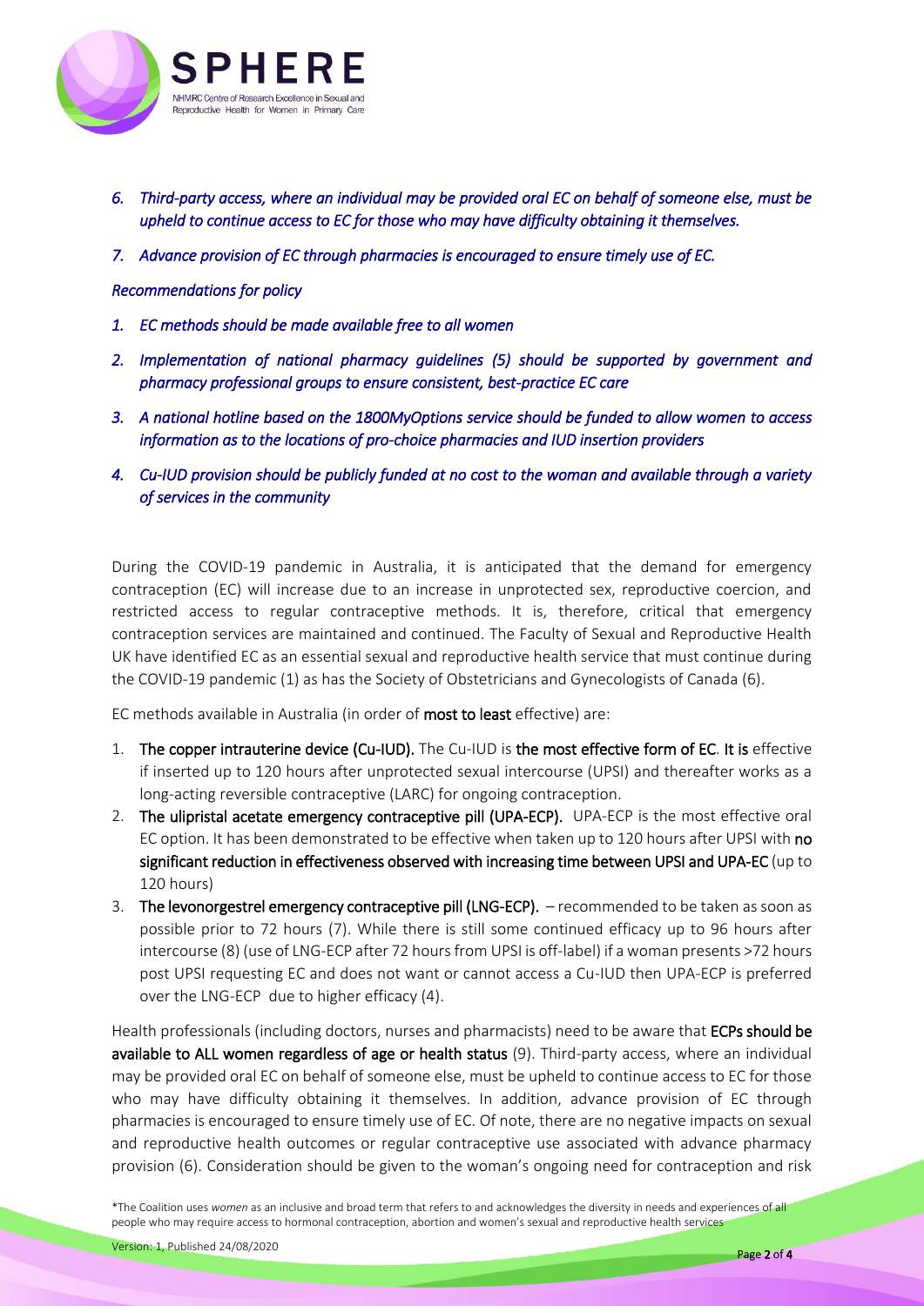6. *Third-party access, where an individual may be provided oral EC on behalf of someone else, must be upheld to continue access to EC for those who may have difficulty obtaining it themselves.*
7. *Advance provision of EC through pharmacies is encouraged to ensure timely use of EC.*

*Recommendations for policy*

1. *EC methods should be made available free to all women*
2. *Implementation of national pharmacy guidelines (5) should be supported by government and pharmacy professional groups to ensure consistent, best-practice EC care*
3. *A national hotline based on the 1800MyOptions service should be funded to allow women to access information as to the locations of pro-choice pharmacies and IUD insertion providers*
4. *Cu-IUD provision should be publicly funded at no cost to the woman and available through a variety of services in the community*

During the COVID-19 pandemic in Australia, it is anticipated that the demand for emergency contraception (EC) will increase due to an increase in unprotected sex, reproductive coercion, and restricted access to regular contraceptive methods. It is, therefore, critical that emergency contraception services are maintained and continued. The Faculty of Sexual and Reproductive Health UK have identified EC as an essential sexual and reproductive health service that must continue during the COVID-19 pandemic (1) as has the Society of Obstetricians and Gynecologists of Canada (6).

EC methods available in Australia (in order of **most to least** effective) are:

1. **The copper intrauterine device (Cu-IUD).** The Cu-IUD is **the most effective form of EC**. **It is** effective if inserted up to 120 hours after unprotected sexual intercourse (UPSI) and thereafter works as a long-acting reversible contraceptive (LARC) for ongoing contraception.
2. **The ulipristal acetate emergency contraceptive pill (UPA-ECP).** UPA-ECP is the most effective oral EC option. It has been demonstrated to be effective when taken up to 120 hours after UPSI with **no significant reduction in effectiveness observed with increasing time between UPSI and UPA-EC** (up to 120 hours)
3. **The levonorgestrel emergency contraceptive pill (LNG-ECP).** – recommended to be taken as soon as possible prior to 72 hours (7). While there is still some continued efficacy up to 96 hours after intercourse (8) (use of LNG-ECP after 72 hours from UPSI is off-label) if a woman presents >72 hours post UPSI requesting EC and does not want or cannot access a Cu-IUD then UPA-ECP is preferred over the LNG-ECP due to higher efficacy (4).

Health professionals (including doctors, nurses and pharmacists) need to be aware that **ECPs should be available to ALL women regardless of age or health status** (9). Third-party access, where an individual may be provided oral EC on behalf of someone else, must be upheld to continue access to EC for those who may have difficulty obtaining it themselves. In addition, advance provision of EC through pharmacies is encouraged to ensure timely use of EC. Of note, there are no negative impacts on sexual and reproductive health outcomes or regular contraceptive use associated with advance pharmacy provision (6). Consideration should be given to the woman's ongoing need for contraception and risk

\*The Coalition uses *women* as an inclusive and broad term that refers to and acknowledges the diversity in needs and experiences of all people who may require access to hormonal contraception, abortion and women's sexual and reproductive health services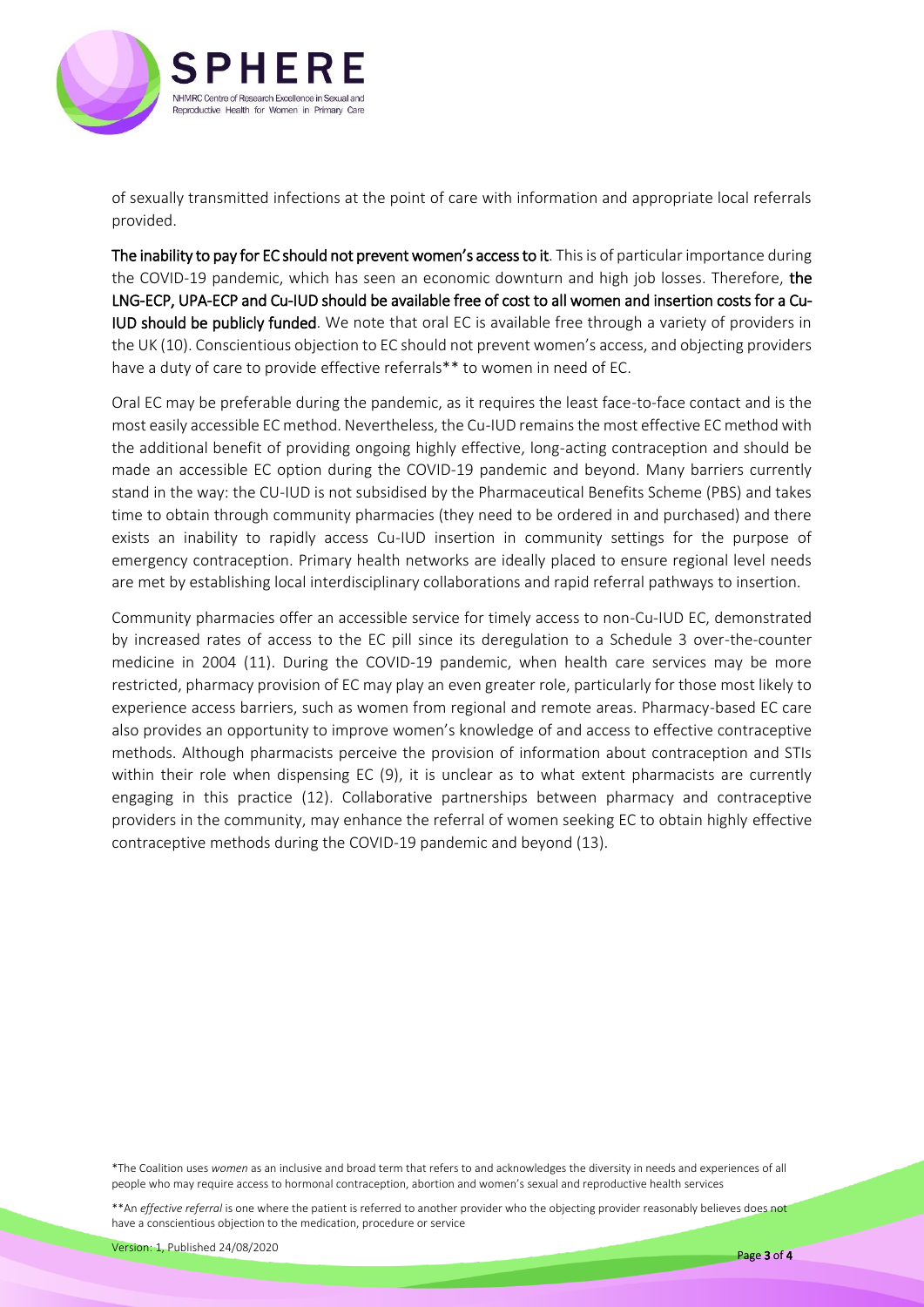of sexually transmitted infections at the point of care with information and appropriate local referrals provided.

**The inability to pay for EC should not prevent women's access to it**. This is of particular importance during the COVID-19 pandemic, which has seen an economic downturn and high job losses. Therefore, **the LNG-ECP, UPA-ECP and Cu-IUD should be available free of cost to all women and insertion costs for a Cu-IUD should be publicly funded**. We note that oral EC is available free through a variety of providers in the UK (10). Conscientious objection to EC should not prevent women's access, and objecting providers have a duty of care to provide effective referrals** to women in need of EC.

Oral EC may be preferable during the pandemic, as it requires the least face-to-face contact and is the most easily accessible EC method. Nevertheless, the Cu-IUD remains the most effective EC method with the additional benefit of providing ongoing highly effective, long-acting contraception and should be made an accessible EC option during the COVID-19 pandemic and beyond. Many barriers currently stand in the way: the CU-IUD is not subsidised by the Pharmaceutical Benefits Scheme (PBS) and takes time to obtain through community pharmacies (they need to be ordered in and purchased) and there exists an inability to rapidly access Cu-IUD insertion in community settings for the purpose of emergency contraception. Primary health networks are ideally placed to ensure regional level needs are met by establishing local interdisciplinary collaborations and rapid referral pathways to insertion.

Community pharmacies offer an accessible service for timely access to non-Cu-IUD EC, demonstrated by increased rates of access to the EC pill since its deregulation to a Schedule 3 over-the-counter medicine in 2004 (11). During the COVID-19 pandemic, when health care services may be more restricted, pharmacy provision of EC may play an even greater role, particularly for those most likely to experience access barriers, such as women from regional and remote areas. Pharmacy-based EC care also provides an opportunity to improve women's knowledge of and access to effective contraceptive methods. Although pharmacists perceive the provision of information about contraception and STIs within their role when dispensing EC (9), it is unclear as to what extent pharmacists are currently engaging in this practice (12). Collaborative partnerships between pharmacy and contraceptive providers in the community, may enhance the referral of women seeking EC to obtain highly effective contraceptive methods during the COVID-19 pandemic and beyond (13).

*The Coalition uses *women* as an inclusive and broad term that refers to and acknowledges the diversity in needs and experiences of all people who may require access to hormonal contraception, abortion and women's sexual and reproductive health services

**An *effective referral* is one where the patient is referred to another provider who the objecting provider reasonably believes does not have a conscientious objection to the medication, procedure or service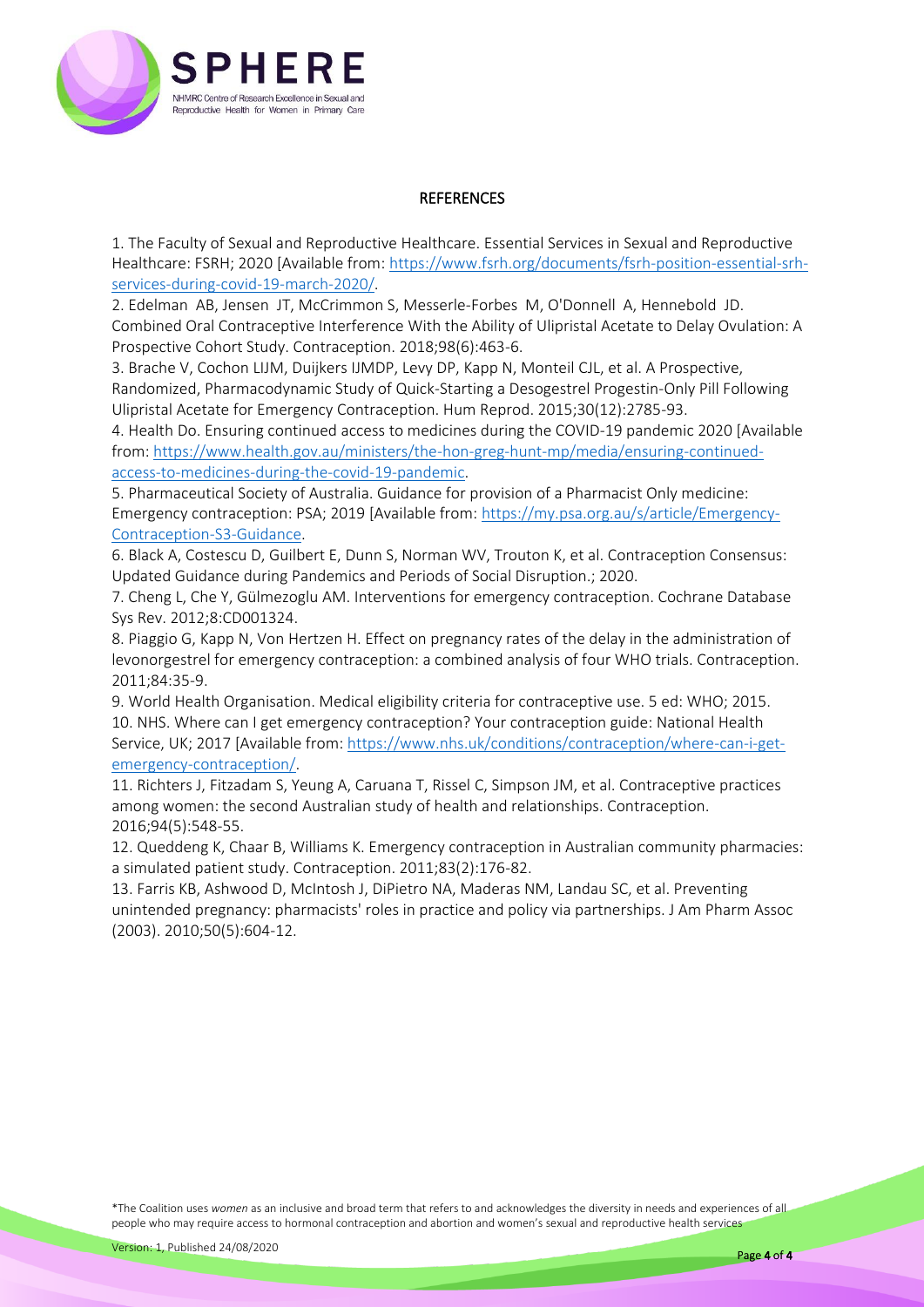## REFERENCES

1. The Faculty of Sexual and Reproductive Healthcare. Essential Services in Sexual and Reproductive Healthcare: FSRH; 2020 [Available from: https://www.fsrh.org/documents/fsrh-position-essential-srh-services-during-covid-19-march-2020/.
2. Edelman AB, Jensen JT, McCrimmon S, Messerle-Forbes M, O'Donnell A, Hennebold JD. Combined Oral Contraceptive Interference With the Ability of Ulipristal Acetate to Delay Ovulation: A Prospective Cohort Study. Contraception. 2018;98(6):463-6.
3. Brache V, Cochon LIJM, Duijkers IJMDP, Levy DP, Kapp N, Monteil CJL, et al. A Prospective, Randomized, Pharmacodynamic Study of Quick-Starting a Desogestrel Progestin-Only Pill Following Ulipristal Acetate for Emergency Contraception. Hum Reprod. 2015;30(12):2785-93.
4. Health Do. Ensuring continued access to medicines during the COVID-19 pandemic 2020 [Available from: https://www.health.gov.au/ministers/the-hon-greg-hunt-mp/media/ensuring-continued-access-to-medicines-during-the-covid-19-pandemic.
5. Pharmaceutical Society of Australia. Guidance for provision of a Pharmacist Only medicine: Emergency contraception: PSA; 2019 [Available from: https://my.psa.org.au/s/article/Emergency-Contraception-S3-Guidance.
6. Black A, Costescu D, Guilbert E, Dunn S, Norman WV, Trouton K, et al. Contraception Consensus: Updated Guidance during Pandemics and Periods of Social Disruption.; 2020.
7. Cheng L, Che Y, Gülmezoglu AM. Interventions for emergency contraception. Cochrane Database Sys Rev. 2012;8:CD001324.
8. Piaggio G, Kapp N, Von Hertzen H. Effect on pregnancy rates of the delay in the administration of levonorgestrel for emergency contraception: a combined analysis of four WHO trials. Contraception. 2011;84:35-9.
9. World Health Organisation. Medical eligibility criteria for contraceptive use. 5 ed: WHO; 2015.
10. NHS. Where can I get emergency contraception? Your contraception guide: National Health Service, UK; 2017 [Available from: https://www.nhs.uk/conditions/contraception/where-can-i-get-emergency-contraception/.
11. Richters J, Fitzadam S, Yeung A, Caruana T, Rissel C, Simpson JM, et al. Contraceptive practices among women: the second Australian study of health and relationships. Contraception. 2016;94(5):548-55.
12. Queddeng K, Chaar B, Williams K. Emergency contraception in Australian community pharmacies: a simulated patient study. Contraception. 2011;83(2):176-82.
13. Farris KB, Ashwood D, McIntosh J, DiPietro NA, Maderas NM, Landau SC, et al. Preventing unintended pregnancy: pharmacists' roles in practice and policy via partnerships. J Am Pharm Assoc (2003). 2010;50(5):604-12.

*The Coalition uses *women* as an inclusive and broad term that refers to and acknowledges the diversity in needs and experiences of all people who may require access to hormonal contraception and abortion and women's sexual and reproductive health services

Version: 1, Published 24/08/2020